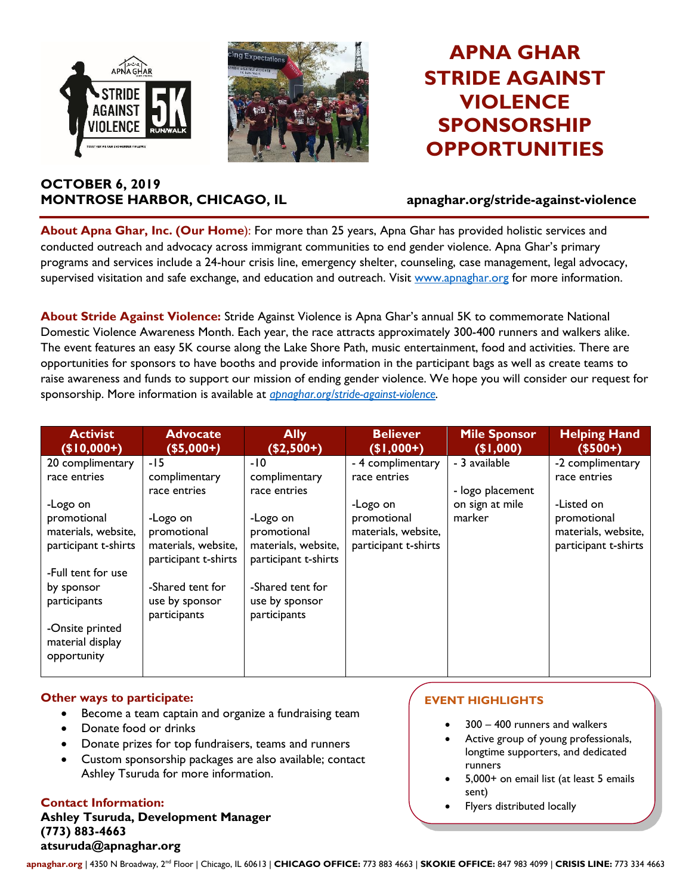# APNA GHAR STRIDE AGAINST VIOLENCE SPONSORSHIP OPPORTUNITIES

**OCTOBER 6, 2019**
**MONTROSE HARBOR, CHICAGO, IL**

**apnaghar.org/stride-against-violence**

**About Apna Ghar, Inc. (Our Home)**: For more than 25 years, Apna Ghar has provided holistic services and conducted outreach and advocacy across immigrant communities to end gender violence. Apna Ghar's primary programs and services include a 24-hour crisis line, emergency shelter, counseling, case management, legal advocacy, supervised visitation and safe exchange, and education and outreach. Visit www.apnaghar.org for more information.

**About Stride Against Violence:** Stride Against Violence is Apna Ghar's annual 5K to commemorate National Domestic Violence Awareness Month. Each year, the race attracts approximately 300-400 runners and walkers alike. The event features an easy 5K course along the Lake Shore Path, music entertainment, food and activities. There are opportunities for sponsors to have booths and provide information in the participant bags as well as create teams to raise awareness and funds to support our mission of ending gender violence. We hope you will consider our request for sponsorship. More information is available at *apnaghar.org/stride-against-violence*.

| Activist ($10,000+) | Advocate ($5,000+) | Ally ($2,500+) | Believer ($1,000+) | Mile Sponsor ($1,000) | Helping Hand ($500+) |
|---|---|---|---|---|---|
| 20 complimentary race entries<br><br>-Logo on promotional materials, website, participant t-shirts<br><br>-Full tent for use by sponsor participants<br><br>-Onsite printed material display opportunity | -15 complimentary race entries<br><br>-Logo on promotional materials, website, participant t-shirts<br><br>-Shared tent for use by sponsor participants | -10 complimentary race entries<br><br>-Logo on promotional materials, website, participant t-shirts<br><br>-Shared tent for use by sponsor participants | - 4 complimentary race entries<br><br>-Logo on promotional materials, website, participant t-shirts | - 3 available<br><br>- logo placement on sign at mile marker | -2 complimentary race entries<br><br>-Listed on promotional materials, website, participant t-shirts |

**Other ways to participate:**

- Become a team captain and organize a fundraising team
- Donate food or drinks
- Donate prizes for top fundraisers, teams and runners
- Custom sponsorship packages are also available; contact Ashley Tsuruda for more information.

**Contact Information:**
**Ashley Tsuruda, Development Manager**
**(773) 883-4663**
**atsuruda@apnaghar.org**

**EVENT HIGHLIGHTS**

- 300 – 400 runners and walkers
- Active group of young professionals, longtime supporters, and dedicated runners
- 5,000+ on email list (at least 5 emails sent)
- Flyers distributed locally

**apnaghar.org** | 4350 N Broadway, 2nd Floor | Chicago, IL 60613 | **CHICAGO OFFICE:** 773 883 4663 | **SKOKIE OFFICE:** 847 983 4099 | **CRISIS LINE:** 773 334 4663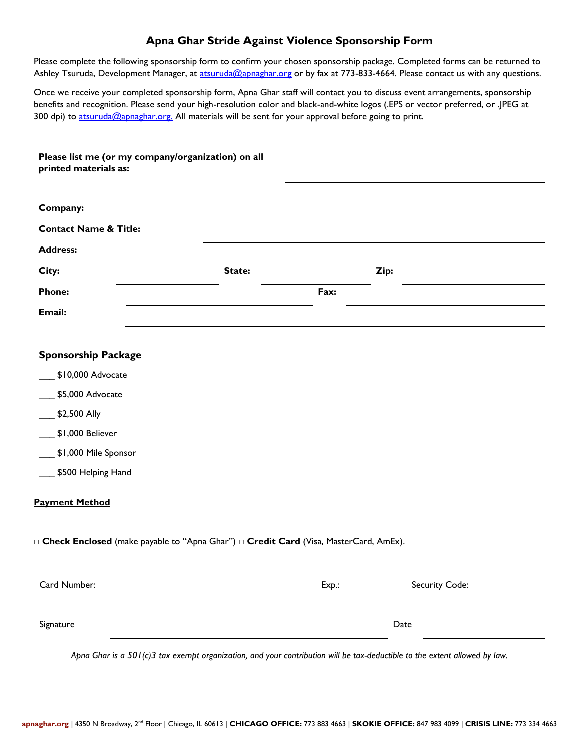# Apna Ghar Stride Against Violence Sponsorship Form

Please complete the following sponsorship form to confirm your chosen sponsorship package. Completed forms can be returned to Ashley Tsuruda, Development Manager, at atsuruda@apnaghar.org or by fax at 773-833-4664. Please contact us with any questions.

Once we receive your completed sponsorship form, Apna Ghar staff will contact you to discuss event arrangements, sponsorship benefits and recognition. Please send your high-resolution color and black-and-white logos (.EPS or vector preferred, or .JPEG at 300 dpi) to atsuruda@apnaghar.org. All materials will be sent for your approval before going to print.

**Please list me (or my company/organization) on all printed materials as:** ______________________

**Company:** ______________________

**Contact Name & Title:** ______________________

**Address:** ______________________

**City:** ____________ **State:** ____________ **Zip:** ____________

**Phone:** ____________ **Fax:** ____________

**Email:** ______________________

## Sponsorship Package

___ $10,000 Advocate

___ $5,000 Advocate

___ $2,500 Ally

___ $1,000 Believer

___ $1,000 Mile Sponsor

___ $500 Helping Hand

**Payment Method**

□ **Check Enclosed** (make payable to "Apna Ghar") □ **Credit Card** (Visa, MasterCard, AmEx).

Card Number: ______________________ Exp.: ____________ Security Code: ____________

Signature ______________________ Date ____________

*Apna Ghar is a 501(c)3 tax exempt organization, and your contribution will be tax-deductible to the extent allowed by law.*

**apnaghar.org** | 4350 N Broadway, 2nd Floor | Chicago, IL 60613 | **CHICAGO OFFICE:** 773 883 4663 | **SKOKIE OFFICE:** 847 983 4099 | **CRISIS LINE:** 773 334 4663